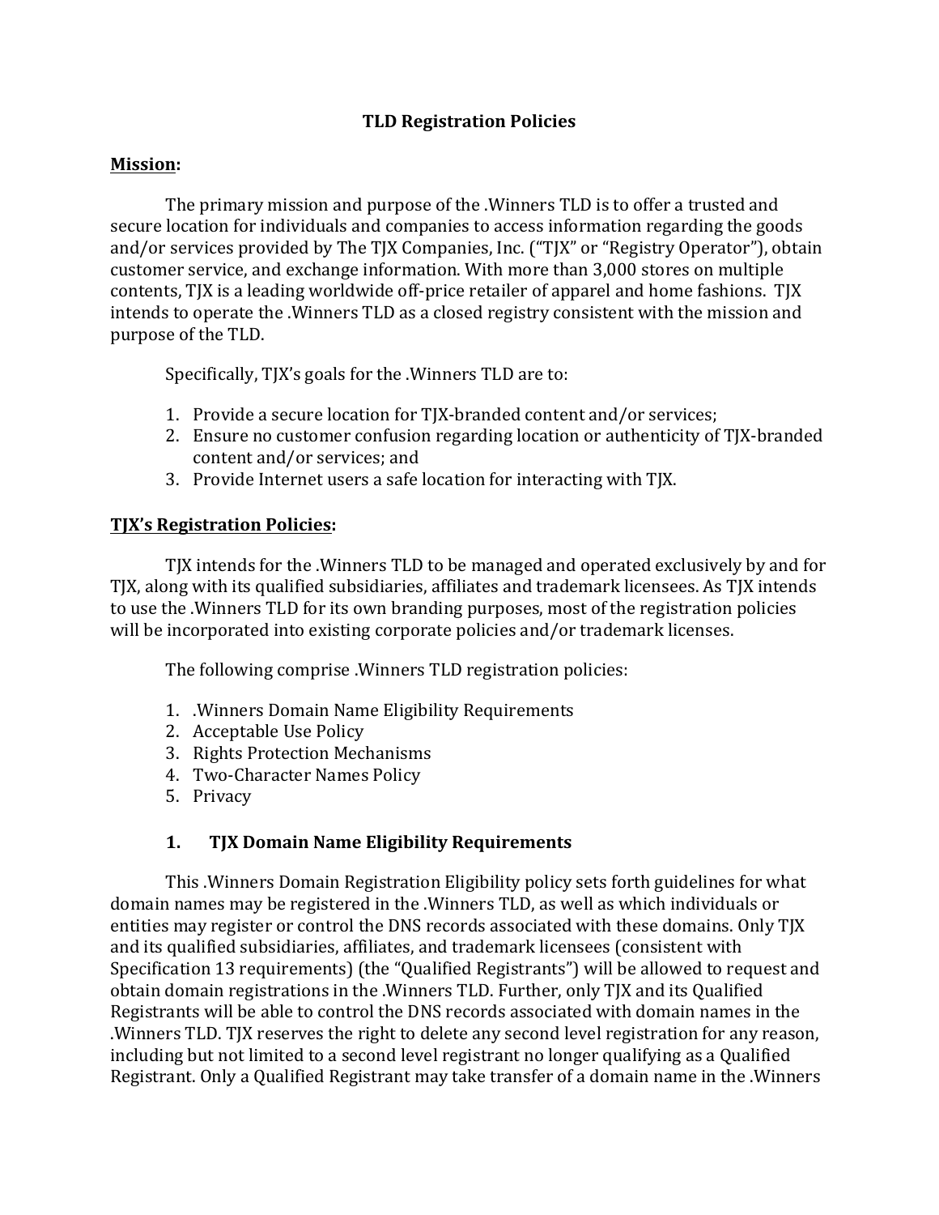# TLD Registration Policies

## Mission:

The primary mission and purpose of the .Winners TLD is to offer a trusted and secure location for individuals and companies to access information regarding the goods and/or services provided by The TJX Companies, Inc. ("TJX" or "Registry Operator"), obtain customer service, and exchange information. With more than 3,000 stores on multiple contents, TJX is a leading worldwide off-price retailer of apparel and home fashions. TJX intends to operate the .Winners TLD as a closed registry consistent with the mission and purpose of the TLD.

Specifically, TJX's goals for the .Winners TLD are to:

1. Provide a secure location for TJX-branded content and/or services;
2. Ensure no customer confusion regarding location or authenticity of TJX-branded content and/or services; and
3. Provide Internet users a safe location for interacting with TJX.

## TJX's Registration Policies:

TJX intends for the .Winners TLD to be managed and operated exclusively by and for TJX, along with its qualified subsidiaries, affiliates and trademark licensees. As TJX intends to use the .Winners TLD for its own branding purposes, most of the registration policies will be incorporated into existing corporate policies and/or trademark licenses.

The following comprise .Winners TLD registration policies:

1. .Winners Domain Name Eligibility Requirements
2. Acceptable Use Policy
3. Rights Protection Mechanisms
4. Two-Character Names Policy
5. Privacy

### 1. TJX Domain Name Eligibility Requirements

This .Winners Domain Registration Eligibility policy sets forth guidelines for what domain names may be registered in the .Winners TLD, as well as which individuals or entities may register or control the DNS records associated with these domains. Only TJX and its qualified subsidiaries, affiliates, and trademark licensees (consistent with Specification 13 requirements) (the "Qualified Registrants") will be allowed to request and obtain domain registrations in the .Winners TLD. Further, only TJX and its Qualified Registrants will be able to control the DNS records associated with domain names in the .Winners TLD. TJX reserves the right to delete any second level registration for any reason, including but not limited to a second level registrant no longer qualifying as a Qualified Registrant. Only a Qualified Registrant may take transfer of a domain name in the .Winners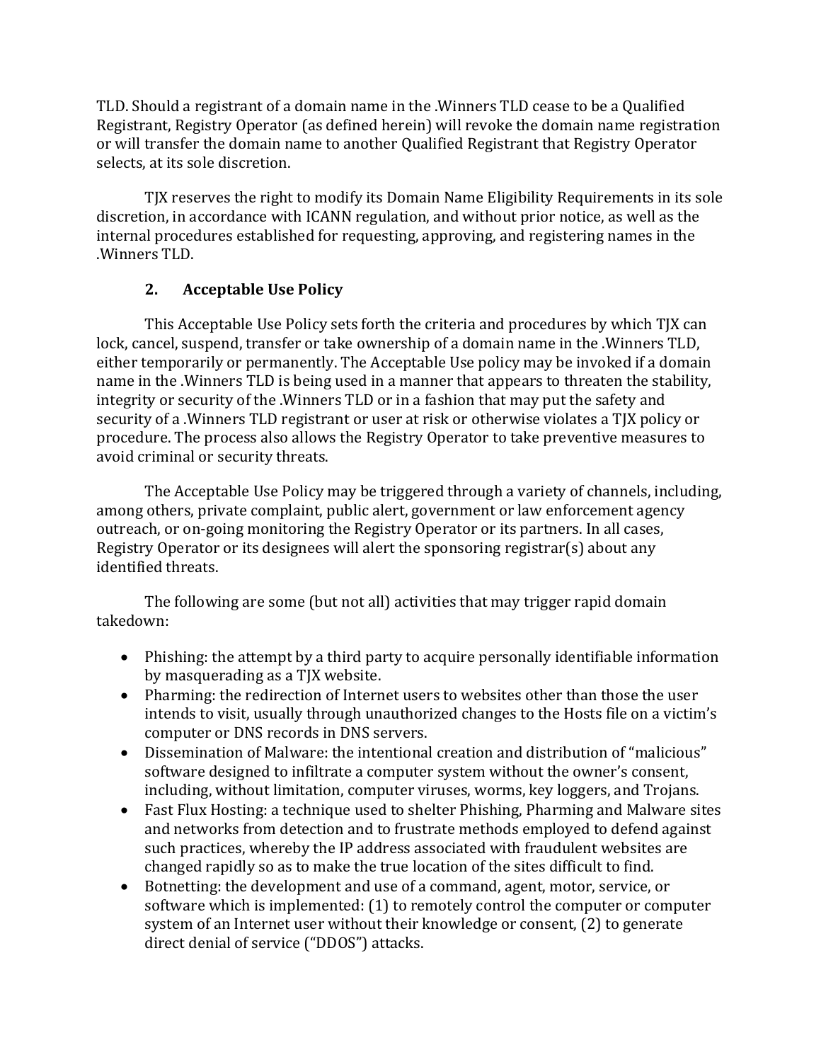TLD. Should a registrant of a domain name in the .Winners TLD cease to be a Qualified Registrant, Registry Operator (as defined herein) will revoke the domain name registration or will transfer the domain name to another Qualified Registrant that Registry Operator selects, at its sole discretion.

TJX reserves the right to modify its Domain Name Eligibility Requirements in its sole discretion, in accordance with ICANN regulation, and without prior notice, as well as the internal procedures established for requesting, approving, and registering names in the .Winners TLD.

## 2. Acceptable Use Policy

This Acceptable Use Policy sets forth the criteria and procedures by which TJX can lock, cancel, suspend, transfer or take ownership of a domain name in the .Winners TLD, either temporarily or permanently. The Acceptable Use policy may be invoked if a domain name in the .Winners TLD is being used in a manner that appears to threaten the stability, integrity or security of the .Winners TLD or in a fashion that may put the safety and security of a .Winners TLD registrant or user at risk or otherwise violates a TJX policy or procedure. The process also allows the Registry Operator to take preventive measures to avoid criminal or security threats.

The Acceptable Use Policy may be triggered through a variety of channels, including, among others, private complaint, public alert, government or law enforcement agency outreach, or on-going monitoring the Registry Operator or its partners. In all cases, Registry Operator or its designees will alert the sponsoring registrar(s) about any identified threats.

The following are some (but not all) activities that may trigger rapid domain takedown:

- Phishing: the attempt by a third party to acquire personally identifiable information by masquerading as a TJX website.
- Pharming: the redirection of Internet users to websites other than those the user intends to visit, usually through unauthorized changes to the Hosts file on a victim's computer or DNS records in DNS servers.
- Dissemination of Malware: the intentional creation and distribution of "malicious" software designed to infiltrate a computer system without the owner's consent, including, without limitation, computer viruses, worms, key loggers, and Trojans.
- Fast Flux Hosting: a technique used to shelter Phishing, Pharming and Malware sites and networks from detection and to frustrate methods employed to defend against such practices, whereby the IP address associated with fraudulent websites are changed rapidly so as to make the true location of the sites difficult to find.
- Botnetting: the development and use of a command, agent, motor, service, or software which is implemented: (1) to remotely control the computer or computer system of an Internet user without their knowledge or consent, (2) to generate direct denial of service ("DDOS") attacks.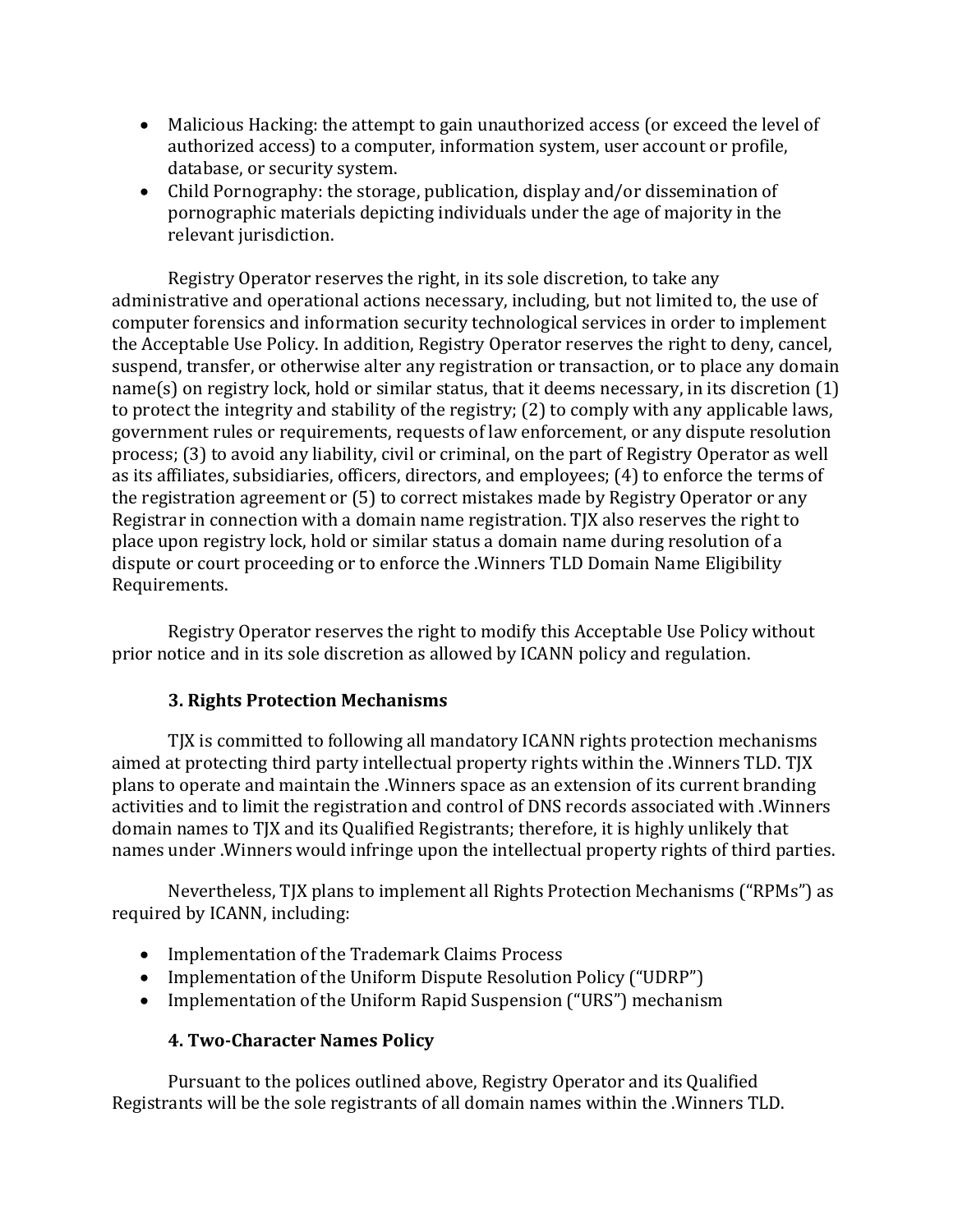- Malicious Hacking: the attempt to gain unauthorized access (or exceed the level of authorized access) to a computer, information system, user account or profile, database, or security system.
- Child Pornography: the storage, publication, display and/or dissemination of pornographic materials depicting individuals under the age of majority in the relevant jurisdiction.

Registry Operator reserves the right, in its sole discretion, to take any administrative and operational actions necessary, including, but not limited to, the use of computer forensics and information security technological services in order to implement the Acceptable Use Policy. In addition, Registry Operator reserves the right to deny, cancel, suspend, transfer, or otherwise alter any registration or transaction, or to place any domain name(s) on registry lock, hold or similar status, that it deems necessary, in its discretion (1) to protect the integrity and stability of the registry; (2) to comply with any applicable laws, government rules or requirements, requests of law enforcement, or any dispute resolution process; (3) to avoid any liability, civil or criminal, on the part of Registry Operator as well as its affiliates, subsidiaries, officers, directors, and employees; (4) to enforce the terms of the registration agreement or (5) to correct mistakes made by Registry Operator or any Registrar in connection with a domain name registration. TJX also reserves the right to place upon registry lock, hold or similar status a domain name during resolution of a dispute or court proceeding or to enforce the .Winners TLD Domain Name Eligibility Requirements.

Registry Operator reserves the right to modify this Acceptable Use Policy without prior notice and in its sole discretion as allowed by ICANN policy and regulation.

### 3. Rights Protection Mechanisms

TJX is committed to following all mandatory ICANN rights protection mechanisms aimed at protecting third party intellectual property rights within the .Winners TLD. TJX plans to operate and maintain the .Winners space as an extension of its current branding activities and to limit the registration and control of DNS records associated with .Winners domain names to TJX and its Qualified Registrants; therefore, it is highly unlikely that names under .Winners would infringe upon the intellectual property rights of third parties.

Nevertheless, TJX plans to implement all Rights Protection Mechanisms ("RPMs") as required by ICANN, including:

- Implementation of the Trademark Claims Process
- Implementation of the Uniform Dispute Resolution Policy ("UDRP")
- Implementation of the Uniform Rapid Suspension ("URS") mechanism

### 4. Two-Character Names Policy

Pursuant to the polices outlined above, Registry Operator and its Qualified Registrants will be the sole registrants of all domain names within the .Winners TLD.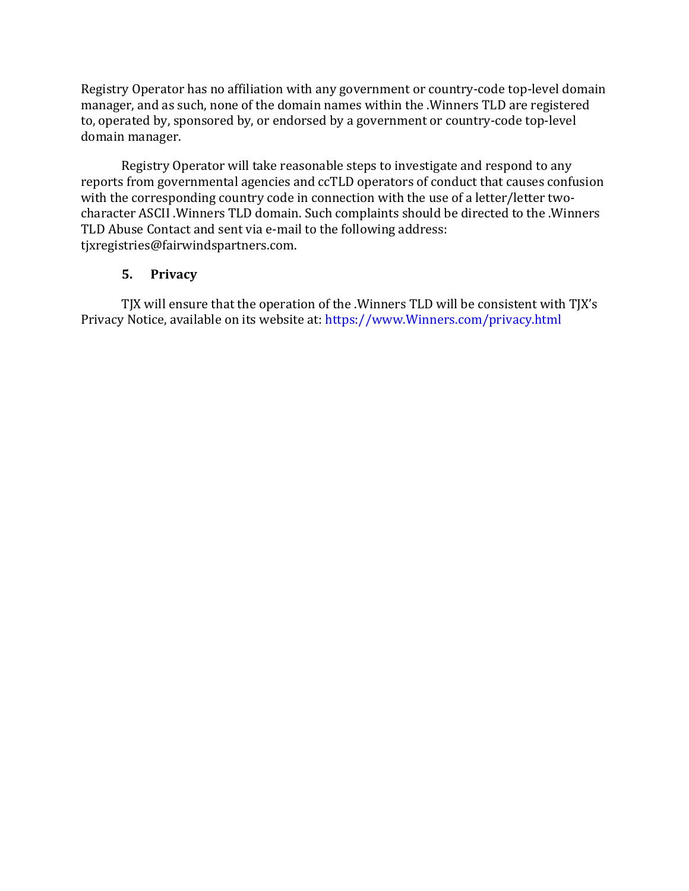Registry Operator has no affiliation with any government or country-code top-level domain manager, and as such, none of the domain names within the .Winners TLD are registered to, operated by, sponsored by, or endorsed by a government or country-code top-level domain manager.

Registry Operator will take reasonable steps to investigate and respond to any reports from governmental agencies and ccTLD operators of conduct that causes confusion with the corresponding country code in connection with the use of a letter/letter two-character ASCII .Winners TLD domain. Such complaints should be directed to the .Winners TLD Abuse Contact and sent via e-mail to the following address: tjxregistries@fairwindspartners.com.

### 5. Privacy

TJX will ensure that the operation of the .Winners TLD will be consistent with TJX's Privacy Notice, available on its website at: https://www.Winners.com/privacy.html